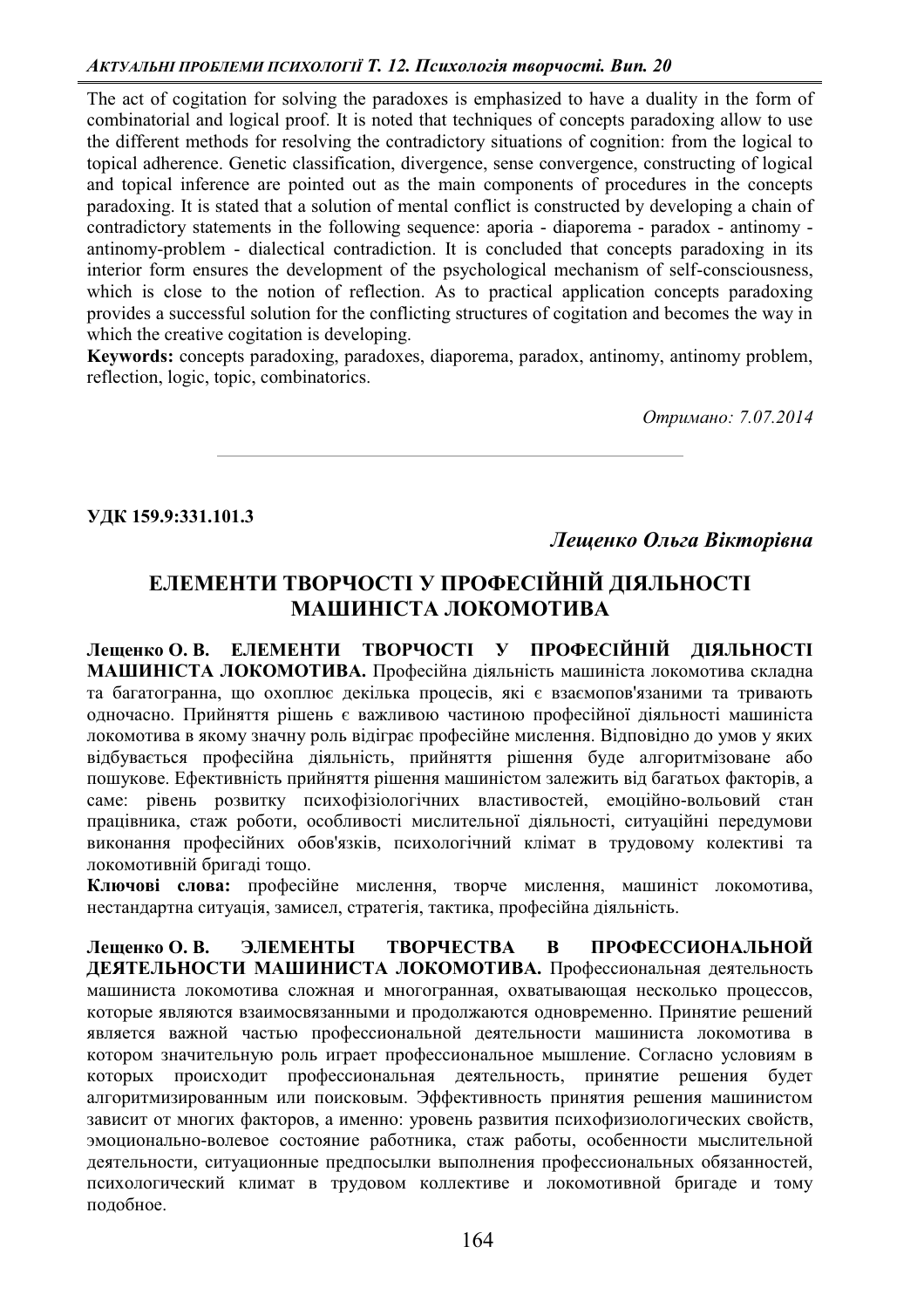The act of cogitation for solving the paradoxes is emphasized to have a duality in the form of combinatorial and logical proof. It is noted that techniques of concepts paradoxing allow to use the different methods for resolving the contradictory situations of cognition: from the logical to topical adherence. Genetic classification, divergence, sense convergence, constructing of logical and topical inference are pointed out as the main components of procedures in the concepts paradoxing. It is stated that a solution of mental conflict is constructed by developing a chain of contradictory statements in the following sequence: aporia - diaporema - paradox - antinomy - antinomy-problem - dialectical contradiction. It is concluded that concepts paradoxing in its interior form ensures the development of the psychological mechanism of self-consciousness, which is close to the notion of reflection. As to practical application concepts paradoxing provides a successful solution for the conflicting structures of cogitation and becomes the way in which the creative cogitation is developing.

**Keywords:** concepts paradoxing, paradoxes, diaporema, paradox, antinomy, antinomy problem, reflection, logic, topic, combinatorics.

*Отримано: 7.07.2014*

---

**УДК 159.9:331.101.3**

***Лещенко Ольга Вікторівна***

# ЕЛЕМЕНТИ ТВОРЧОСТІ У ПРОФЕСІЙНІЙ ДІЯЛЬНОСТІ МАШИНІСТА ЛОКОМОТИВА

**Лещенко О. В. ЕЛЕМЕНТИ ТВОРЧОСТІ У ПРОФЕСІЙНІЙ ДІЯЛЬНОСТІ МАШИНІСТА ЛОКОМОТИВА.** Професійна діяльність машиніста локомотива складна та багатогранна, що охоплює декілька процесів, які є взаємопов'язаними та тривають одночасно. Прийняття рішень є важливою частиною професійної діяльності машиніста локомотива в якому значну роль відіграє професійне мислення. Відповідно до умов у яких відбувається професійна діяльність, прийняття рішення буде алгоритмізоване або пошукове. Ефективність прийняття рішення машиністом залежить від багатьох факторів, а саме: рівень розвитку психофізіологічних властивостей, емоційно-вольовий стан працівника, стаж роботи, особливості мислительної діяльності, ситуаційні передумови виконання професійних обов'язків, психологічний клімат в трудовому колективі та локомотивній бригаді тощо.

**Ключові слова:** професійне мислення, творче мислення, машиніст локомотива, нестандартна ситуація, замисел, стратегія, тактика, професійна діяльність.

**Лещенко О. В. ЭЛЕМЕНТЫ ТВОРЧЕСТВА В ПРОФЕССИОНАЛЬНОЙ ДЕЯТЕЛЬНОСТИ МАШИНИСТА ЛОКОМОТИВА.** Профессиональная деятельность машиниста локомотива сложная и многогранная, охватывающая несколько процессов, которые являются взаимосвязанными и продолжаются одновременно. Принятие решений является важной частью профессиональной деятельности машиниста локомотива в котором значительную роль играет профессиональное мышление. Согласно условиям в которых происходит профессиональная деятельность, принятие решения будет алгоритмизированным или поисковым. Эффективность принятия решения машинистом зависит от многих факторов, а именно: уровень развития психофизиологических свойств, эмоционально-волевое состояние работника, стаж работы, особенности мыслительной деятельности, ситуационные предпосылки выполнения профессиональных обязанностей, психологический климат в трудовом коллективе и локомотивной бригаде и тому подобное.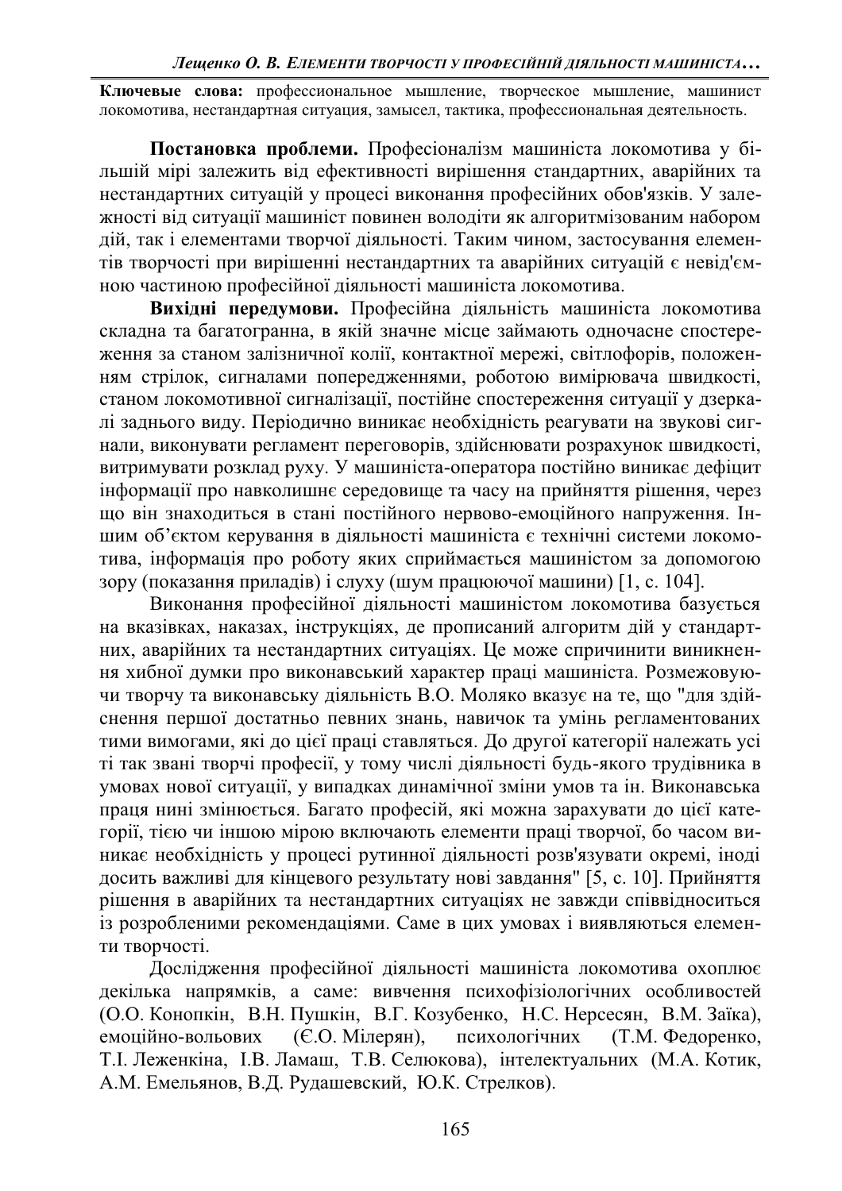**Ключевые слова:** профессиональное мышление, творческое мышление, машинист локомотива, нестандартная ситуация, замысел, тактика, профессиональная деятельность.

**Постановка проблеми.** Професіоналізм машиніста локомотива у більшій мірі залежить від ефективності вирішення стандартних, аварійних та нестандартних ситуацій у процесі виконання професійних обов'язків. У залежності від ситуації машиніст повинен володіти як алгоритмізованим набором дій, так і елементами творчої діяльності. Таким чином, застосування елементів творчості при вирішенні нестандартних та аварійних ситуацій є невід'ємною частиною професійної діяльності машиніста локомотива.

**Вихідні передумови.** Професійна діяльність машиніста локомотива складна та багатогранна, в якій значне місце займають одночасне спостереження за станом залізничної колії, контактної мережі, світлофорів, положенням стрілок, сигналами попередженнями, роботою вимірювача швидкості, станом локомотивної сигналізації, постійне спостереження ситуації у дзеркалі заднього виду. Періодично виникає необхідність реагувати на звукові сигнали, виконувати регламент переговорів, здійснювати розрахунок швидкості, витримувати розклад руху. У машиніста-оператора постійно виникає дефіцит інформації про навколишнє середовище та часу на прийняття рішення, через що він знаходиться в стані постійного нервово-емоційного напруження. Іншим об'єктом керування в діяльності машиніста є технічні системи локомотива, інформація про роботу яких сприймається машиністом за допомогою зору (показання приладів) і слуху (шум працюючої машини) [1, с. 104].

Виконання професійної діяльності машиністом локомотива базується на вказівках, наказах, інструкціях, де прописаний алгоритм дій у стандартних, аварійних та нестандартних ситуаціях. Це може спричинити виникнення хибної думки про виконавський характер праці машиніста. Розмежовуючи творчу та виконавську діяльність В.О. Моляко вказує на те, що "для здійснення першої достатньо певних знань, навичок та умінь регламентованих тими вимогами, які до цієї праці ставляться. До другої категорії належать усі ті так звані творчі професії, у тому числі діяльності будь-якого трудівника в умовах нової ситуації, у випадках динамічної зміни умов та ін. Виконавська праця нині змінюється. Багато професій, які можна зарахувати до цієї категорії, тією чи іншою мірою включають елементи праці творчої, бо часом виникає необхідність у процесі рутинної діяльності розв'язувати окремі, іноді досить важливі для кінцевого результату нові завдання" [5, с. 10]. Прийняття рішення в аварійних та нестандартних ситуаціях не завжди співвідноситься із розробленими рекомендаціями. Саме в цих умовах і виявляються елементи творчості.

Дослідження професійної діяльності машиніста локомотива охоплює декілька напрямків, а саме: вивчення психофізіологічних особливостей (О.О. Конопкін, В.Н. Пушкін, В.Г. Козубенко, Н.С. Нерсесян, В.М. Заїка), емоційно-вольових (Є.О. Мілерян), психологічних (Т.М. Федоренко, Т.І. Леженкіна, І.В. Ламаш, Т.В. Селюкова), інтелектуальних (М.А. Котик, А.М. Емельянов, В.Д. Рудашевский, Ю.К. Стрелков).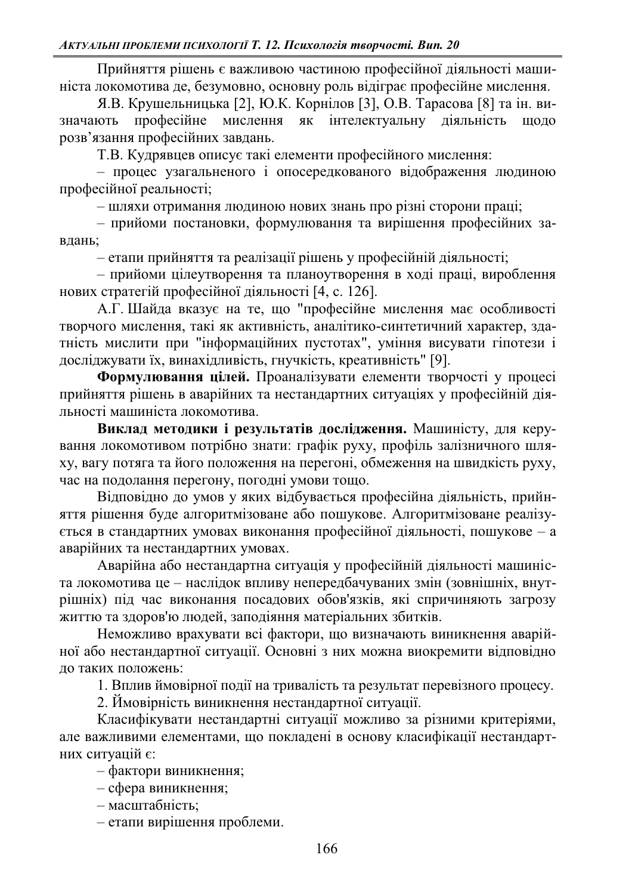Прийняття рішень є важливою частиною професійної діяльності машиніста локомотива де, безумовно, основну роль відіграє професійне мислення.

Я.В. Крушельницька [2], Ю.К. Корнілов [3], О.В. Тарасова [8] та ін. визначають професійне мислення як інтелектуальну діяльність щодо розв'язання професійних завдань.

Т.В. Кудрявцев описує такі елементи професійного мислення:

– процес узагальненого і опосередкованого відображення людиною професійної реальності;

– шляхи отримання людиною нових знань про різні сторони праці;

– прийоми постановки, формулювання та вирішення професійних завдань;

– етапи прийняття та реалізації рішень у професійній діяльності;

– прийоми цілеутворення та планоутворення в ході праці, вироблення нових стратегій професійної діяльності [4, с. 126].

А.Г. Шайда вказує на те, що "професійне мислення має особливості творчого мислення, такі як активність, аналітико-синтетичний характер, здатність мислити при "інформаційних пустотах", уміння висувати гіпотези і досліджувати їх, винахідливість, гнучкість, креативність" [9].

**Формулювання цілей.** Проаналізувати елементи творчості у процесі прийняття рішень в аварійних та нестандартних ситуаціях у професійній діяльності машиніста локомотива.

**Виклад методики і результатів дослідження.** Машиністу, для керування локомотивом потрібно знати: графік руху, профіль залізничного шляху, вагу потяга та його положення на перегоні, обмеження на швидкість руху, час на подолання перегону, погодні умови тощо.

Відповідно до умов у яких відбувається професійна діяльність, прийняття рішення буде алгоритмізоване або пошукове. Алгоритмізоване реалізується в стандартних умовах виконання професійної діяльності, пошукове – а аварійних та нестандартних умовах.

Аварійна або нестандартна ситуація у професійній діяльності машиніста локомотива це – наслідок впливу непередбачуваних змін (зовнішніх, внутрішніх) під час виконання посадових обов'язків, які спричиняють загрозу життю та здоров'ю людей, заподіяння матеріальних збитків.

Неможливо врахувати всі фактори, що визначають виникнення аварійної або нестандартної ситуації. Основні з них можна виокремити відповідно до таких положень:

1. Вплив ймовірної події на тривалість та результат перевізного процесу.

2. Ймовірність виникнення нестандартної ситуації.

Класифікувати нестандартні ситуації можливо за різними критеріями, але важливими елементами, що покладені в основу класифікації нестандартних ситуацій є:

– фактори виникнення;

– сфера виникнення;

– масштабність;

– етапи вирішення проблеми.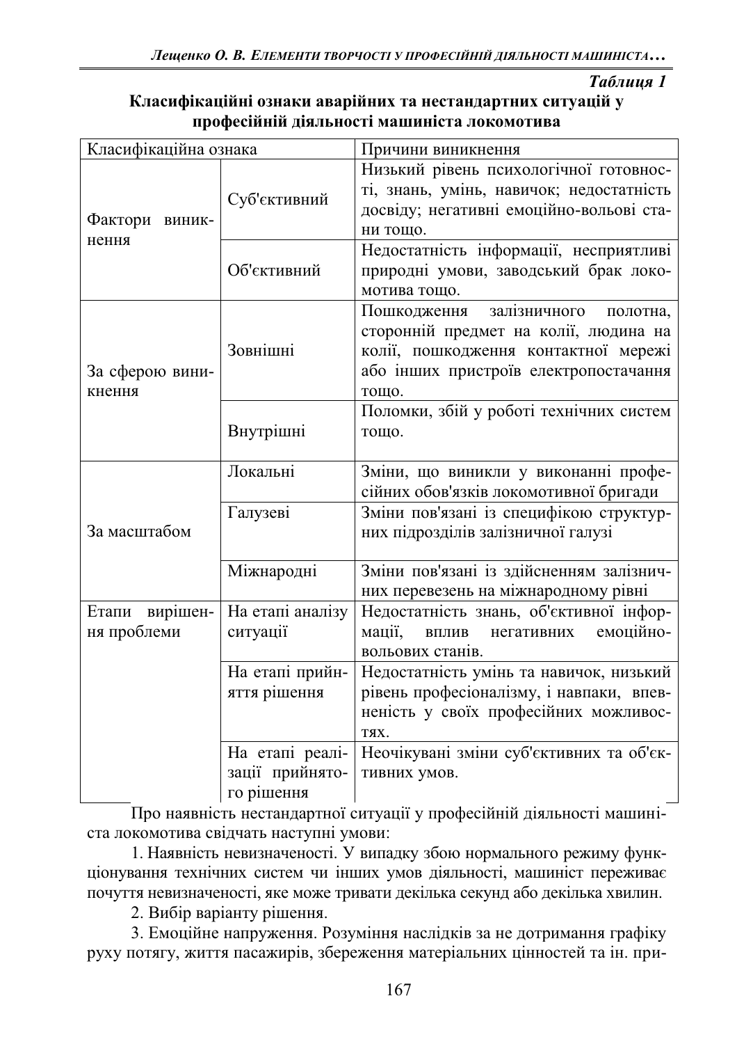*Таблиця 1*

**Класифікаційні ознаки аварійних та нестандартних ситуацій у професійній діяльності машиніста локомотива**

| Класифікаційна ознака | | Причини виникнення |
|---|---|---|
| Фактори виникнення | Суб'єктивний | Низький рівень психологічної готовності, знань, умінь, навичок; недостатність досвіду; негативні емоційно-вольові стани тощо. |
| | Об'єктивний | Недостатність інформації, несприятливі природні умови, заводський брак локомотива тощо. |
| За сферою виникнення | Зовнішні | Пошкодження залізничного полотна, сторонній предмет на колії, людина на колії, пошкодження контактної мережі або інших пристроїв електропостачання тощо. |
| | Внутрішні | Поломки, збій у роботі технічних систем тощо. |
| За масштабом | Локальні | Зміни, що виникли у виконанні професійних обов'язків локомотивної бригади |
| | Галузеві | Зміни пов'язані із специфікою структурних підрозділів залізничної галузі |
| | Міжнародні | Зміни пов'язані із здійсненням залізничних перевезень на міжнародному рівні |
| Етапи вирішення проблеми | На етапі аналізу ситуації | Недостатність знань, об'єктивної інформації, вплив негативних емоційно-вольових станів. |
| | На етапі прийняття рішення | Недостатність умінь та навичок, низький рівень професіоналізму, і навпаки, впевненість у своїх професійних можливостях. |
| | На етапі реалізації прийнятого рішення | Неочікувані зміни суб'єктивних та об'єктивних умов. |

Про наявність нестандартної ситуації у професійній діяльності машиніста локомотива свідчать наступні умови:

1. Наявність невизначеності. У випадку збою нормального режиму функціонування технічних систем чи інших умов діяльності, машиніст переживає почуття невизначеності, яке може тривати декілька секунд або декілька хвилин.

2. Вибір варіанту рішення.

3. Емоційне напруження. Розуміння наслідків за не дотримання графіку руху потягу, життя пасажирів, збереження матеріальних цінностей та ін. при-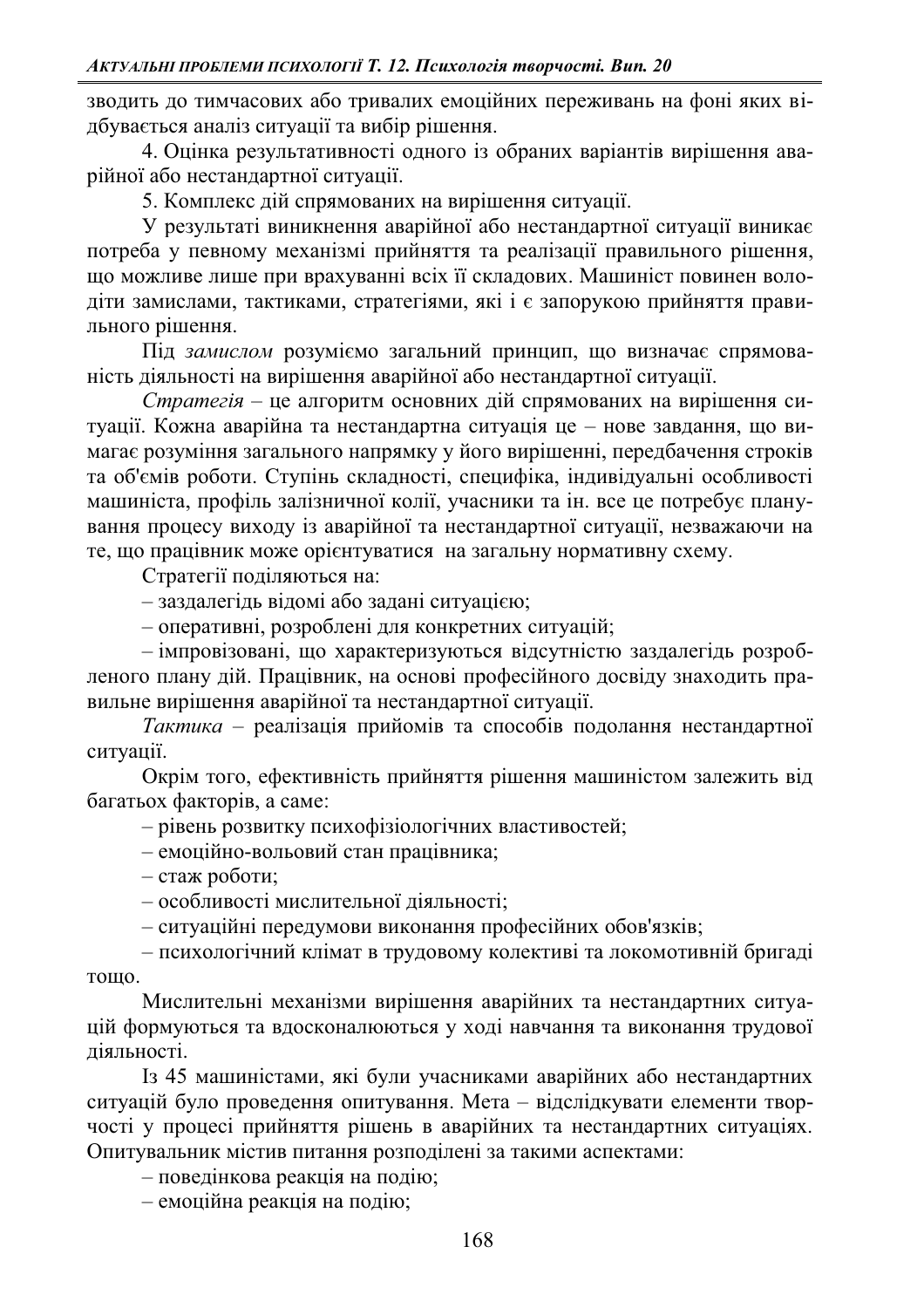зводить до тимчасових або тривалих емоційних переживань на фоні яких відбувається аналіз ситуації та вибір рішення.

4. Оцінка результативності одного із обраних варіантів вирішення аварійної або нестандартної ситуації.

5. Комплекс дій спрямованих на вирішення ситуації.

У результаті виникнення аварійної або нестандартної ситуації виникає потреба у певному механізмі прийняття та реалізації правильного рішення, що можливе лише при врахуванні всіх її складових. Машиніст повинен володіти замислами, тактиками, стратегіями, які і є запорукою прийняття правильного рішення.

Під *замислом* розуміємо загальний принцип, що визначає спрямованість діяльності на вирішення аварійної або нестандартної ситуації.

*Стратегія* – це алгоритм основних дій спрямованих на вирішення ситуації. Кожна аварійна та нестандартна ситуація це – нове завдання, що вимагає розуміння загального напрямку у його вирішенні, передбачення строків та об'ємів роботи. Ступінь складності, специфіка, індивідуальні особливості машиніста, профіль залізничної колії, учасники та ін. все це потребує планування процесу виходу із аварійної та нестандартної ситуації, незважаючи на те, що працівник може орієнтуватися на загальну нормативну схему.

Стратегії поділяються на:

– заздалегідь відомі або задані ситуацією;

– оперативні, розроблені для конкретних ситуацій;

– імпровізовані, що характеризуються відсутністю заздалегідь розробленого плану дій. Працівник, на основі професійного досвіду знаходить правильне вирішення аварійної та нестандартної ситуації.

*Тактика* – реалізація прийомів та способів подолання нестандартної ситуації.

Окрім того, ефективність прийняття рішення машиністом залежить від багатьох факторів, а саме:

– рівень розвитку психофізіологічних властивостей;

– емоційно-вольовий стан працівника;

– стаж роботи;

– особливості мислительної діяльності;

– ситуаційні передумови виконання професійних обов'язків;

– психологічний клімат в трудовому колективі та локомотивній бригаді тощо.

Мислительні механізми вирішення аварійних та нестандартних ситуацій формуються та вдосконалюються у ході навчання та виконання трудової діяльності.

Із 45 машиністами, які були учасниками аварійних або нестандартних ситуацій було проведення опитування. Мета – відслідкувати елементи творчості у процесі прийняття рішень в аварійних та нестандартних ситуаціях. Опитувальник містив питання розподілені за такими аспектами:

– поведінкова реакція на подію;

– емоційна реакція на подію;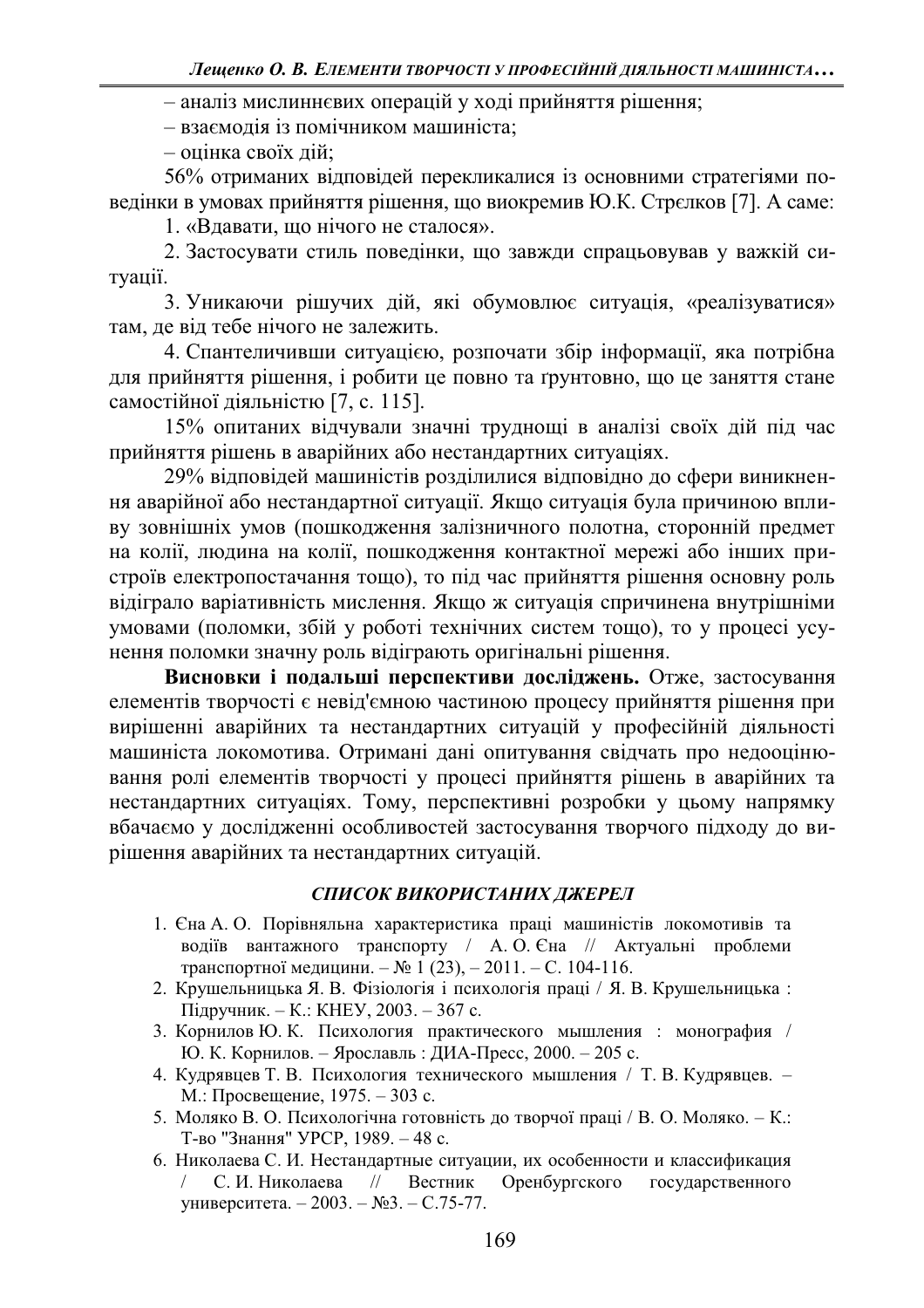– аналіз мислиннєвих операцій у ході прийняття рішення;

– взаємодія із помічником машиніста;

– оцінка своїх дій;

56% отриманих відповідей перекликалися із основними стратегіями поведінки в умовах прийняття рішення, що виокремив Ю.К. Стрєлков [7]. А саме:

1. «Вдавати, що нічого не сталося».

2. Застосувати стиль поведінки, що завжди спрацьовував у важкій ситуації.

3. Уникаючи рішучих дій, які обумовлює ситуація, «реалізуватися» там, де від тебе нічого не залежить.

4. Спантеличивши ситуацією, розпочати збір інформації, яка потрібна для прийняття рішення, і робити це повно та ґрунтовно, що це заняття стане самостійної діяльністю [7, с. 115].

15% опитаних відчували значні труднощі в аналізі своїх дій під час прийняття рішень в аварійних або нестандартних ситуаціях.

29% відповідей машиністів розділилися відповідно до сфери виникнення аварійної або нестандартної ситуації. Якщо ситуація була причиною впливу зовнішніх умов (пошкодження залізничного полотна, сторонній предмет на колії, людина на колії, пошкодження контактної мережі або інших пристроїв електропостачання тощо), то під час прийняття рішення основну роль відіграло варіативність мислення. Якщо ж ситуація спричинена внутрішніми умовами (поломки, збій у роботі технічних систем тощо), то у процесі усунення поломки значну роль відіграють оригінальні рішення.

**Висновки і подальші перспективи досліджень.** Отже, застосування елементів творчості є невід'ємною частиною процесу прийняття рішення при вирішенні аварійних та нестандартних ситуацій у професійній діяльності машиніста локомотива. Отримані дані опитування свідчать про недооцінювання ролі елементів творчості у процесі прийняття рішень в аварійних та нестандартних ситуаціях. Тому, перспективні розробки у цьому напрямку вбачаємо у дослідженні особливостей застосування творчого підходу до вирішення аварійних та нестандартних ситуацій.

### *СПИСОК ВИКОРИСТАНИХ ДЖЕРЕЛ*

1. Єна А. О. Порівняльна характеристика праці машиністів локомотивів та водіїв вантажного транспорту / А. О. Єна // Актуальні проблеми транспортної медицини. – № 1 (23), – 2011. – С. 104-116.
2. Крушельницька Я. В. Фізіологія і психологія праці / Я. В. Крушельницька : Підручник. – К.: КНЕУ, 2003. – 367 с.
3. Корнилов Ю. К. Психология практического мышления : монография / Ю. К. Корнилов. – Ярославль : ДИА-Пресс, 2000. – 205 с.
4. Кудрявцев Т. В. Психология технического мышления / Т. В. Кудрявцев. – М.: Просвещение, 1975. – 303 с.
5. Моляко В. О. Психологічна готовність до творчої праці / В. О. Моляко. – К.: Т-во "Знання" УРСР, 1989. – 48 с.
6. Николаева С. И. Нестандартные ситуации, их особенности и классификация / С. И. Николаева // Вестник Оренбургского государственного университета. – 2003. – №3. – С.75-77.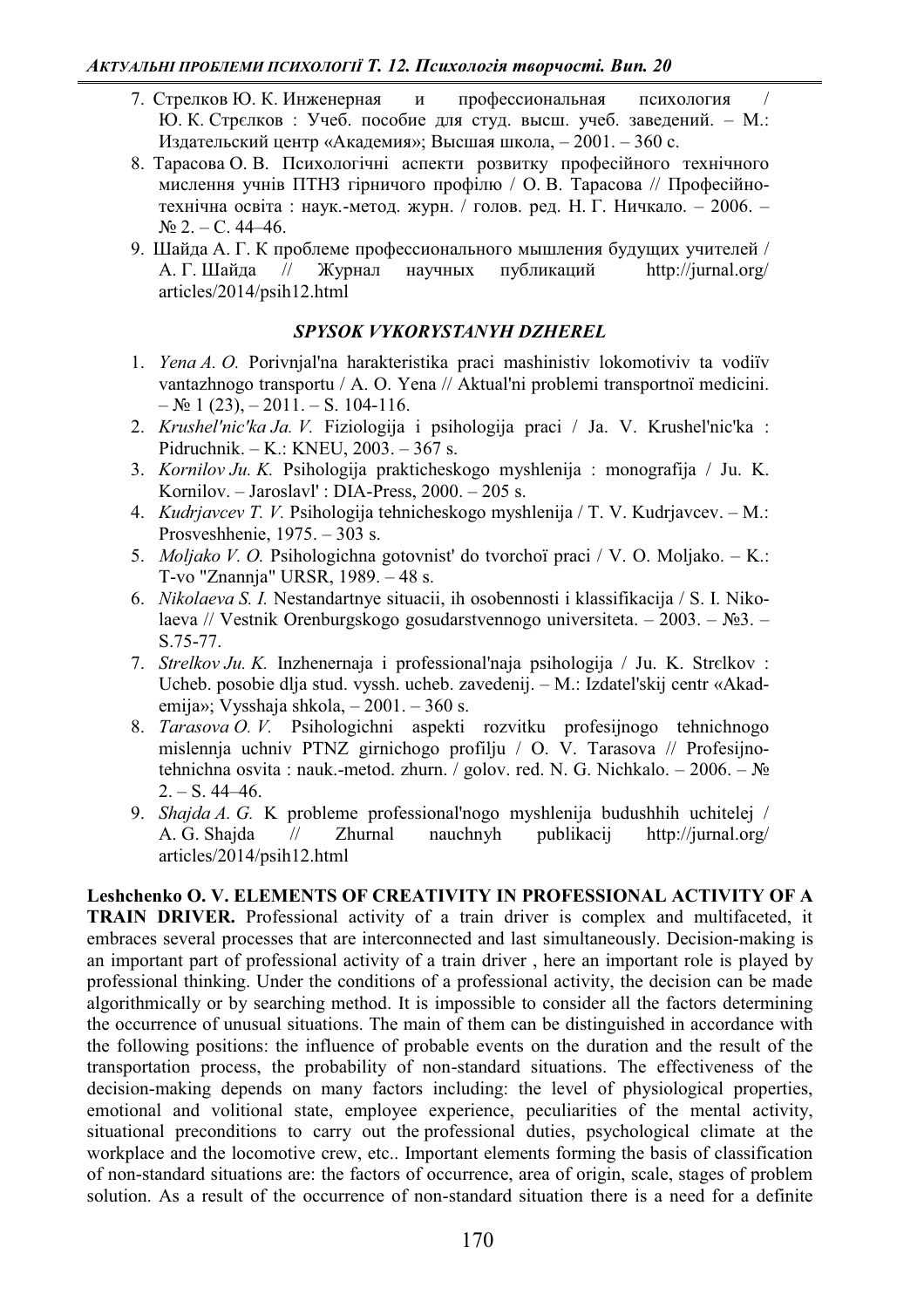7. Стрелков Ю. К. Инженерная и профессиональная психология / Ю. К. Стрєлков : Учеб. пособие для студ. высш. учеб. заведений. – М.: Издательский центр «Академия»; Высшая школа, – 2001. – 360 с.
8. Тарасова О. В. Психологічні аспекти розвитку професійного технічного мислення учнів ПТНЗ гірничого профілю / О. В. Тарасова // Професійно-технічна освіта : наук.-метод. журн. / голов. ред. Н. Г. Ничкало. – 2006. – № 2. – С. 44–46.
9. Шайда А. Г. К проблеме профессионального мышления будущих учителей / А. Г. Шайда // Журнал научных публикаций http://jurnal.org/articles/2014/psih12.html

### *SPYSOK VYKORYSTANYH DZHEREL*

1. *Yena A. O.* Porivnjal'na harakteristika praci mashinistiv lokomotiviv ta vodiïv vantazhnogo transportu / A. O. Yena // Aktual'ni problemi transportnoï medicini. – № 1 (23), – 2011. – S. 104-116.
2. *Krushel'nic'ka Ja. V.* Fiziologija i psihologija praci / Ja. V. Krushel'nic'ka : Pidruchnik. – K.: KNEU, 2003. – 367 s.
3. *Kornilov Ju. K.* Psihologija prakticheskogo myshlenija : monografija / Ju. K. Kornilov. – Jaroslavl' : DIA-Press, 2000. – 205 s.
4. *Kudrjavcev T. V.* Psihologija tehnicheskogo myshlenija / T. V. Kudrjavcev. – M.: Prosveshhenie, 1975. – 303 s.
5. *Moljako V. O.* Psihologichna gotovnist' do tvorchoï praci / V. O. Moljako. – K.: T-vo "Znannja" URSR, 1989. – 48 s.
6. *Nikolaeva S. I.* Nestandartnye situacii, ih osobennosti i klassifikacija / S. I. Nikolaeva // Vestnik Orenburgskogo gosudarstvennogo universiteta. – 2003. – №3. – S.75-77.
7. *Strelkov Ju. K.* Inzhenernaja i professional'naja psihologija / Ju. K. Strєlkov : Ucheb. posobie dlja stud. vyssh. ucheb. zavedenij. – M.: Izdatel'skij centr «Akademija»; Vysshaja shkola, – 2001. – 360 s.
8. *Tarasova O. V.* Psihologichni aspekti rozvitku profesijnogo tehnichnogo mislennja uchniv PTNZ girnichogo profilju / O. V. Tarasova // Profesijno-tehnichna osvita : nauk.-metod. zhurn. / golov. red. N. G. Nichkalo. – 2006. – № 2. – S. 44–46.
9. *Shajda A. G.* K probleme professional'nogo myshlenija budushhih uchitelej / A. G. Shajda // Zhurnal nauchnyh publikacij http://jurnal.org/articles/2014/psih12.html

**Leshchenko O. V. ELEMENTS OF CREATIVITY IN PROFESSIONAL ACTIVITY OF A TRAIN DRIVER.** Professional activity of a train driver is complex and multifaceted, it embraces several processes that are interconnected and last simultaneously. Decision-making is an important part of professional activity of a train driver , here an important role is played by professional thinking. Under the conditions of a professional activity, the decision can be made algorithmically or by searching method. It is impossible to consider all the factors determining the occurrence of unusual situations. The main of them can be distinguished in accordance with the following positions: the influence of probable events on the duration and the result of the transportation process, the probability of non-standard situations. The effectiveness of the decision-making depends on many factors including: the level of physiological properties, emotional and volitional state, employee experience, peculiarities of the mental activity, situational preconditions to carry out the professional duties, psychological climate at the workplace and the locomotive crew, etc.. Important elements forming the basis of classification of non-standard situations are: the factors of occurrence, area of origin, scale, stages of problem solution. As a result of the occurrence of non-standard situation there is a need for a definite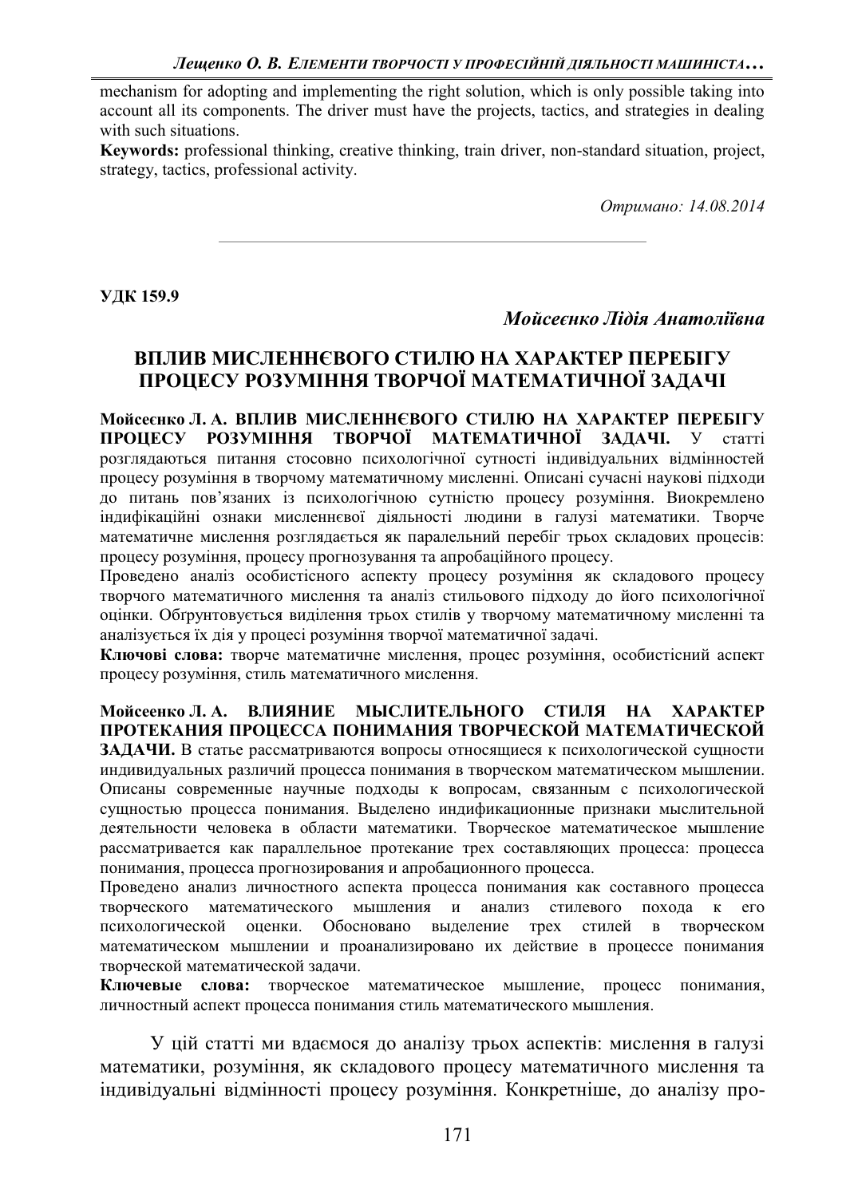mechanism for adopting and implementing the right solution, which is only possible taking into account all its components. The driver must have the projects, tactics, and strategies in dealing with such situations.

**Keywords:** professional thinking, creative thinking, train driver, non-standard situation, project, strategy, tactics, professional activity.

*Отримано: 14.08.2014*

---

**УДК 159.9**

***Мойсеєнко Лідія Анатоліївна***

## ВПЛИВ МИСЛЕННЄВОГО СТИЛЮ НА ХАРАКТЕР ПЕРЕБІГУ ПРОЦЕСУ РОЗУМІННЯ ТВОРЧОЇ МАТЕМАТИЧНОЇ ЗАДАЧІ

**Мойсеєнко Л. А. ВПЛИВ МИСЛЕННЄВОГО СТИЛЮ НА ХАРАКТЕР ПЕРЕБІГУ ПРОЦЕСУ РОЗУМІННЯ ТВОРЧОЇ МАТЕМАТИЧНОЇ ЗАДАЧІ.** У статті розглядаються питання стосовно психологічної сутності індивідуальних відмінностей процесу розуміння в творчому математичному мисленні. Описані сучасні наукові підходи до питань пов'язаних із психологічною сутністю процесу розуміння. Виокремлено індифікаційні ознаки мисленнєвої діяльності людини в галузі математики. Творче математичне мислення розглядається як паралельний перебіг трьох складових процесів: процесу розуміння, процесу прогнозування та апробаційного процесу.

Проведено аналіз особистісного аспекту процесу розуміння як складового процесу творчого математичного мислення та аналіз стильового підходу до його психологічної оцінки. Обгрунтовується виділення трьох стилів у творчому математичному мисленні та аналізується їх дія у процесі розуміння творчої математичної задачі.

**Ключові слова:** творче математичне мислення, процес розуміння, особистісний аспект процесу розуміння, стиль математичного мислення.

**Мойсеенко Л. А. ВЛИЯНИЕ МЫСЛИТЕЛЬНОГО СТИЛЯ НА ХАРАКТЕР ПРОТЕКАНИЯ ПРОЦЕССА ПОНИМАНИЯ ТВОРЧЕСКОЙ МАТЕМАТИЧЕСКОЙ ЗАДАЧИ.** В статье рассматриваются вопросы относящиеся к психологической сущности индивидуальных различий процесса понимания в творческом математическом мышлении. Описаны современные научные подходы к вопросам, связанным с психологической сущностью процесса понимания. Выделено индификационные признаки мыслительной деятельности человека в области математики. Творческое математическое мышление рассматривается как параллельное протекание трех составляющих процесса: процесса понимания, процесса прогнозирования и апробационного процесса.

Проведено анализ личностного аспекта процесса понимания как составного процесса творческого математического мышления и анализ стилевого похода к его психологической оценки. Обосновано выделение трех стилей в творческом математическом мышлении и проанализировано их действие в процессе понимания творческой математической задачи.

**Ключевые слова:** творческое математическое мышление, процесс понимания, личностный аспект процесса понимания стиль математического мышления.

У цій статті ми вдаємося до аналізу трьох аспектів: мислення в галузі математики, розуміння, як складового процесу математичного мислення та індивідуальні відмінності процесу розуміння. Конкретніше, до аналізу про-